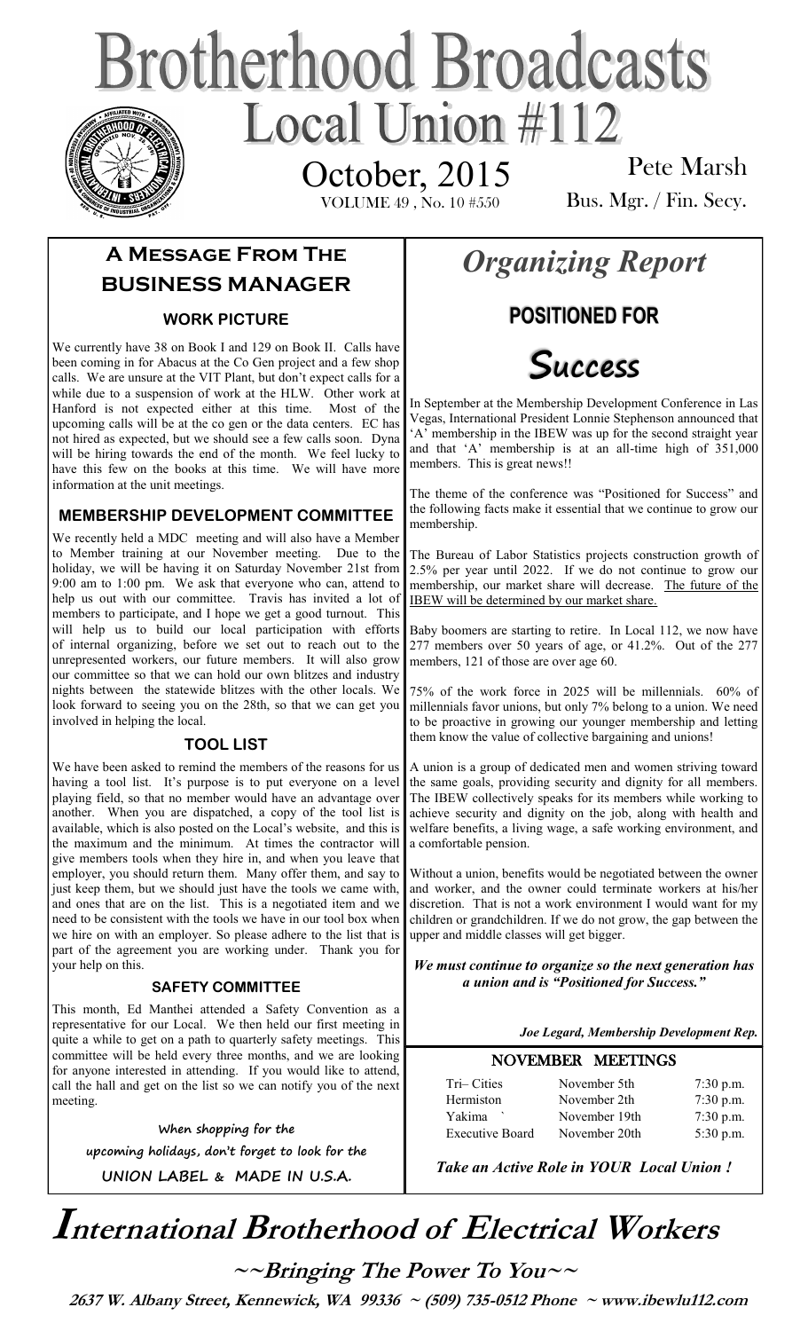# Brotherhood Broadcasts

## Local Union #112

October, 2015

VOLUME 49 , No. 10 #550

Pete Marsh

Bus. Mgr. / Fin. Secy.

## A Message From The BUSINESS MANAGER

### WORK PICTURE

We currently have 38 on Book I and 129 on Book II. Calls have been coming in for Abacus at the Co Gen project and a few shop calls. We are unsure at the VIT Plant, but don't expect calls for a while due to a suspension of work at the HLW. Other work at Hanford is not expected either at this time. Most of the upcoming calls will be at the co gen or the data centers. EC has not hired as expected, but we should see a few calls soon. Dyna will be hiring towards the end of the month. We feel lucky to have this few on the books at this time. We will have more information at the unit meetings.

### MEMBERSHIP DEVELOPMENT COMMITTEE

We recently held a MDC meeting and will also have a Member to Member training at our November meeting. Due to the holiday, we will be having it on Saturday November 21st from 9:00 am to 1:00 pm. We ask that everyone who can, attend to help us out with our committee. Travis has invited a lot of members to participate, and I hope we get a good turnout. This will help us to build our local participation with efforts of internal organizing, before we set out to reach out to the unrepresented workers, our future members. It will also grow our committee so that we can hold our own blitzes and industry nights between the statewide blitzes with the other locals. We look forward to seeing you on the 28th, so that we can get you involved in helping the local.

### TOOL LIST

We have been asked to remind the members of the reasons for us having a tool list. It's purpose is to put everyone on a level playing field, so that no member would have an advantage over another. When you are dispatched, a copy of the tool list is available, which is also posted on the Local's website, and this is the maximum and the minimum. At times the contractor will give members tools when they hire in, and when you leave that employer, you should return them. Many offer them, and say to just keep them, but we should just have the tools we came with, and ones that are on the list. This is a negotiated item and we need to be consistent with the tools we have in our tool box when we hire on with an employer. So please adhere to the list that is part of the agreement you are working under. Thank you for your help on this.

### SAFETY COMMITTEE

This month, Ed Manthei attended a Safety Convention as a representative for our Local. We then held our first meeting in quite a while to get on a path to quarterly safety meetings. This committee will be held every three months, and we are looking for anyone interested in attending. If you would like to attend, call the hall and get on the list so we can notify you of the next meeting.

**When shopping for the upcoming holidays, don't forget to look for the UNION LABEL & MADE IN U.S.A.**

## *Organizing Report*

### POSITIONED FOR *Success*

In September at the Membership Development Conference in Las Vegas, International President Lonnie Stephenson announced that 'A' membership in the IBEW was up for the second straight year and that 'A' membership is at an all-time high of 351,000 members. This is great news!!

The theme of the conference was "Positioned for Success" and the following facts make it essential that we continue to grow our membership.

The Bureau of Labor Statistics projects construction growth of 2.5% per year until 2022. If we do not continue to grow our membership, our market share will decrease. The future of the IBEW will be determined by our market share.

Baby boomers are starting to retire. In Local 112, we now have 277 members over 50 years of age, or 41.2%. Out of the 277 members, 121 of those are over age 60.

75% of the work force in 2025 will be millennials. 60% of millennials favor unions, but only 7% belong to a union. We need to be proactive in growing our younger membership and letting them know the value of collective bargaining and unions!

A union is a group of dedicated men and women striving toward the same goals, providing security and dignity for all members. The IBEW collectively speaks for its members while working to achieve security and dignity on the job, along with health and welfare benefits, a living wage, a safe working environment, and a comfortable pension.

Without a union, benefits would be negotiated between the owner and worker, and the owner could terminate workers at his/her discretion. That is not a work environment I would want for my children or grandchildren. If we do not grow, the gap between the upper and middle classes will get bigger.

***We must continue to organize so the next generation has a union and is "Positioned for Success."***

***Joe Legard, Membership Development Rep.***

### NOVEMBER MEETINGS

| | | |
|---|---|---|
| Tri– Cities | November 5th | 7:30 p.m. |
| Hermiston | November 2th | 7:30 p.m. |
| Yakima ` | November 19th | 7:30 p.m. |
| Executive Board | November 20th | 5:30 p.m. |

***Take an Active Role in YOUR Local Union !***

# International Brotherhood of Electrical Workers

**~~Bringing The Power To You~~**

**2637 W. Albany Street, Kennewick, WA 99336 ~ (509) 735-0512 Phone ~ www.ibewlu112.com**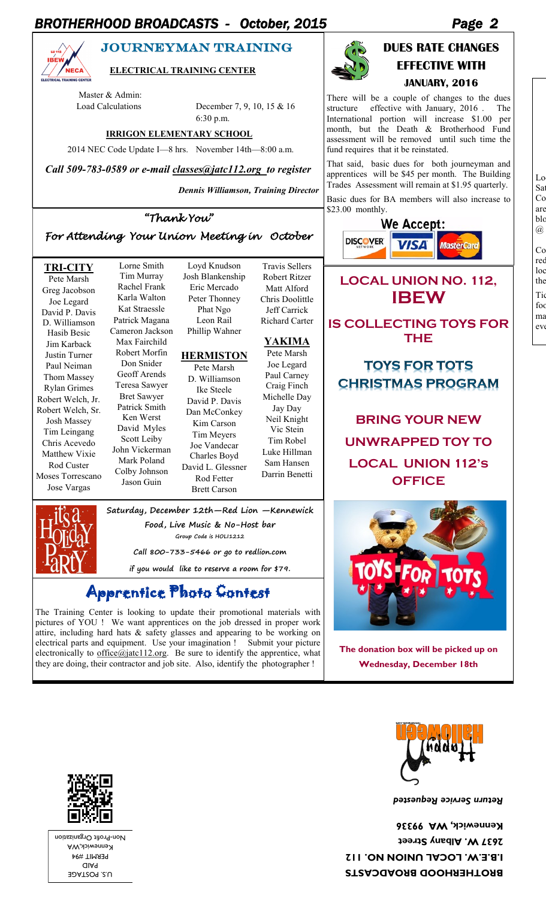## JOURNEYMAN TRAINING

### ELECTRICAL TRAINING CENTER

Master & Admin:
Load Calculations — December 7, 9, 10, 15 & 16, 6:30 p.m.

**IRRIGON ELEMENTARY SCHOOL**

2014 NEC Code Update I—8 hrs. November 14th—8:00 a.m.

*Call 509-783-0589 or e-mail classes@jatc112.org to register*

*Dennis Williamson, Training Director*

## *"Thank You"*

## *For Attending Your Union Meeting in October*

**TRI-CITY**

Pete Marsh
Greg Jacobson
Joe Legard
David P. Davis
D. Williamson
Hasib Besic
Jim Karback
Justin Turner
Paul Neiman
Thom Massey
Rylan Grimes
Robert Welch, Jr.
Robert Welch, Sr.
Josh Massey
Tim Leingang
Chris Acevedo
Matthew Vixie
Rod Custer
Moses Torrescano
Jose Vargas
Lorne Smith
Tim Murray
Rachel Frank
Karla Walton
Kat Straessle
Patrick Magana
Cameron Jackson
Max Fairchild
Robert Morfin
Don Snider
Geoff Arends
Teresa Sawyer
Bret Sawyer
Patrick Smith
Ken Werst
David Myles
Scott Leiby
John Vickerman
Mark Poland
Colby Johnson
Jason Guin
Loyd Knudson
Josh Blankenship
Eric Mercado
Peter Thonney
Phat Ngo
Leon Rail
Phillip Wahner
Travis Sellers
Robert Ritzer
Matt Alford
Chris Doolittle
Jeff Carrick
Richard Carter

**HERMISTON**

Pete Marsh
D. Williamson
Ike Steele
David P. Davis
Dan McConkey
Kim Carson
Tim Meyers
Joe Vandecar
Charles Boyd
David L. Glessner
Rod Fetter
Brett Carson

**YAKIMA**

Pete Marsh
Joe Legard
Paul Carney
Craig Finch
Michelle Day
Jay Day
Neil Knight
Vic Stein
Tim Robel
Luke Hillman
Sam Hansen
Darrin Benetti

**It's a Holiday Party**

**Saturday, December 12th—Red Lion —Kennewick**

**Food, Live Music & No-Host bar**

Group Code is HOLI1212

Call 800-733-5466 or go to redlion.com

if you would like to reserve a room for $79.

## Apprentice Photo Contest

The Training Center is looking to update their promotional materials with pictures of YOU ! We want apprentices on the job dressed in proper work attire, including hard hats & safety glasses and appearing to be working on electrical parts and equipment. Use your imagination ! Submit your picture electronically to office@jatc112.org. Be sure to identify the apprentice, what they are doing, their contractor and job site. Also, identify the photographer !

## DUES RATE CHANGES EFFECTIVE WITH JANUARY, 2016

There will be a couple of changes to the dues structure effective with January, 2016 . The International portion will increase $1.00 per month, but the Death & Brotherhood Fund assessment will be removed until such time the fund requires that it be reinstated.

That said, basic dues for both journeyman and apprentices will be $45 per month. The Building Trades Assessment will remain at $1.95 quarterly.

Basic dues for BA members will also increase to $23.00 monthly.

We Accept: DISCOVER, VISA, MasterCard

## LOCAL UNION NO. 112, IBEW IS COLLECTING TOYS FOR THE TOYS FOR TOTS CHRISTMAS PROGRAM

**BRING YOUR NEW UNWRAPPED TOY TO LOCAL UNION 112's OFFICE**

**The donation box will be picked up on Wednesday, December 18th**

Happy Halloween

BROTHERHOOD BROADCASTS
I.B.E.W. LOCAL UNION NO. 112
2637 W. Albany Street
Kennewick, WA 99336

*Return Service Requested*

Non-Profit Organization
U.S. POSTAGE
PAID
PERMIT #94
Kennewick, WA